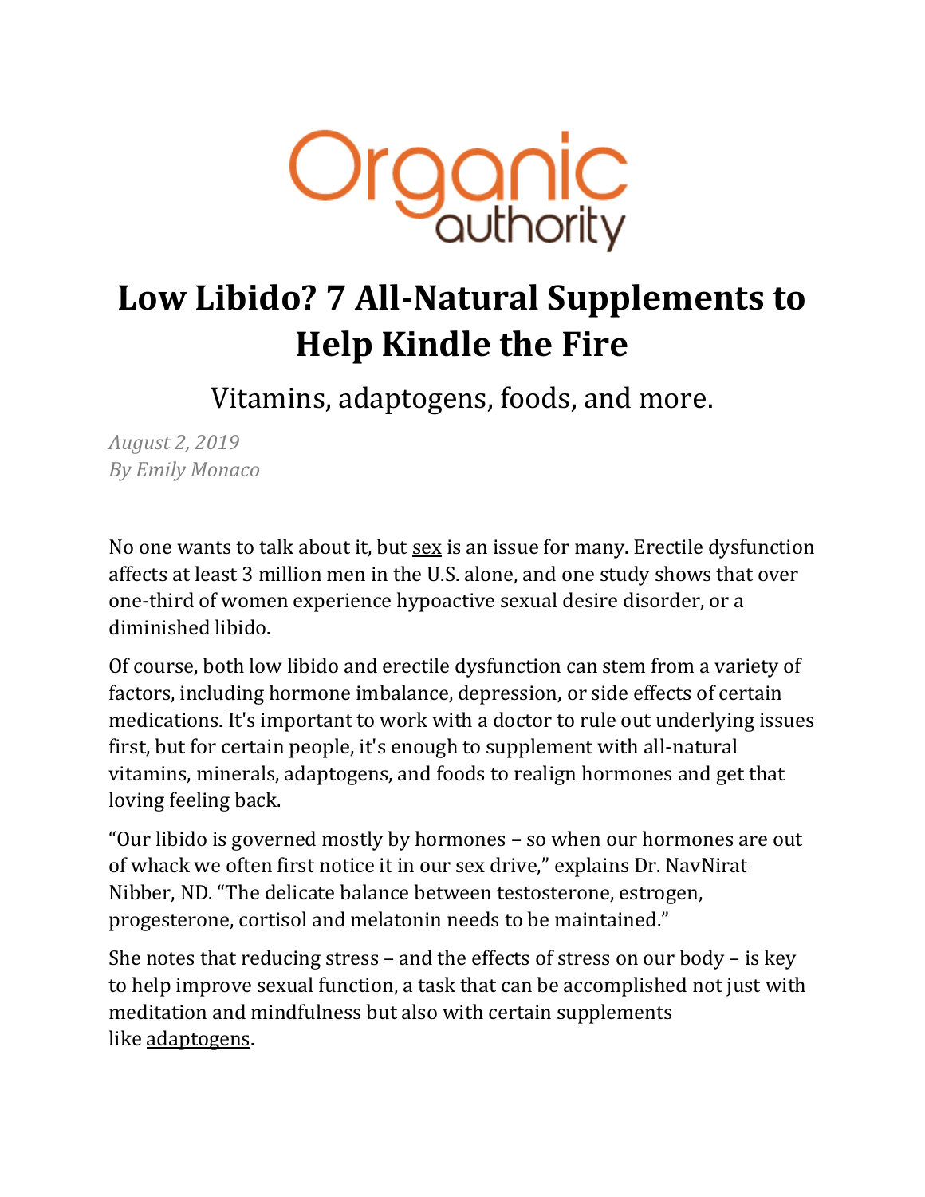Organic authority

# Low Libido? 7 All-Natural Supplements to Help Kindle the Fire

Vitamins, adaptogens, foods, and more.

*August 2, 2019*
*By Emily Monaco*

No one wants to talk about it, but sex is an issue for many. Erectile dysfunction affects at least 3 million men in the U.S. alone, and one study shows that over one-third of women experience hypoactive sexual desire disorder, or a diminished libido.

Of course, both low libido and erectile dysfunction can stem from a variety of factors, including hormone imbalance, depression, or side effects of certain medications. It's important to work with a doctor to rule out underlying issues first, but for certain people, it's enough to supplement with all-natural vitamins, minerals, adaptogens, and foods to realign hormones and get that loving feeling back.

"Our libido is governed mostly by hormones – so when our hormones are out of whack we often first notice it in our sex drive," explains Dr. NavNirat Nibber, ND. "The delicate balance between testosterone, estrogen, progesterone, cortisol and melatonin needs to be maintained."

She notes that reducing stress – and the effects of stress on our body – is key to help improve sexual function, a task that can be accomplished not just with meditation and mindfulness but also with certain supplements like adaptogens.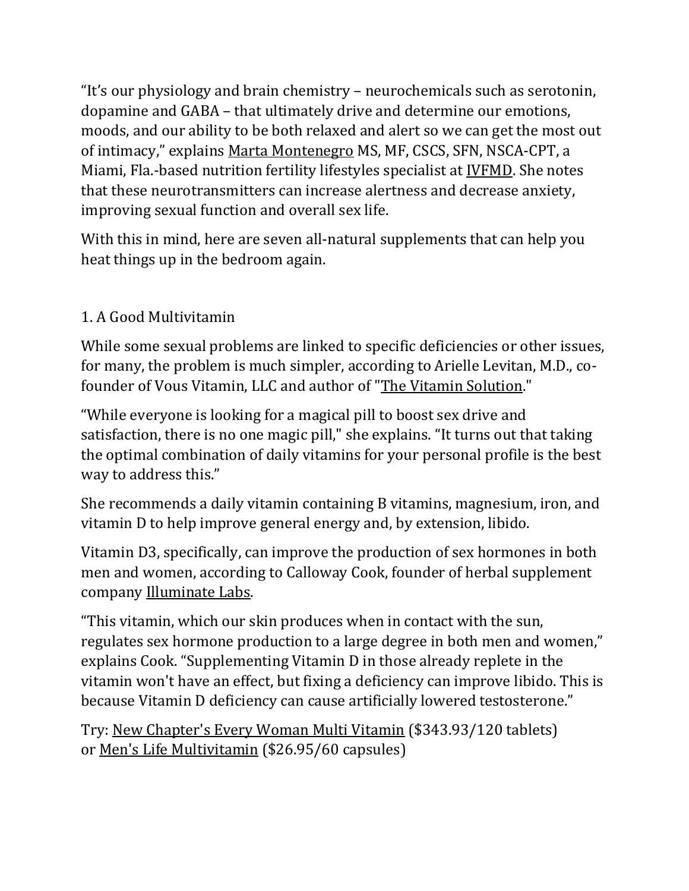"It's our physiology and brain chemistry – neurochemicals such as serotonin, dopamine and GABA – that ultimately drive and determine our emotions, moods, and our ability to be both relaxed and alert so we can get the most out of intimacy," explains Marta Montenegro MS, MF, CSCS, SFN, NSCA-CPT, a Miami, Fla.-based nutrition fertility lifestyles specialist at IVFMD. She notes that these neurotransmitters can increase alertness and decrease anxiety, improving sexual function and overall sex life.

With this in mind, here are seven all-natural supplements that can help you heat things up in the bedroom again.

### 1. A Good Multivitamin

While some sexual problems are linked to specific deficiencies or other issues, for many, the problem is much simpler, according to Arielle Levitan, M.D., co-founder of Vous Vitamin, LLC and author of "The Vitamin Solution."

"While everyone is looking for a magical pill to boost sex drive and satisfaction, there is no one magic pill," she explains. "It turns out that taking the optimal combination of daily vitamins for your personal profile is the best way to address this."

She recommends a daily vitamin containing B vitamins, magnesium, iron, and vitamin D to help improve general energy and, by extension, libido.

Vitamin D3, specifically, can improve the production of sex hormones in both men and women, according to Calloway Cook, founder of herbal supplement company Illuminate Labs.

"This vitamin, which our skin produces when in contact with the sun, regulates sex hormone production to a large degree in both men and women," explains Cook. "Supplementing Vitamin D in those already replete in the vitamin won't have an effect, but fixing a deficiency can improve libido. This is because Vitamin D deficiency can cause artificially lowered testosterone."

Try: New Chapter's Every Woman Multi Vitamin ($343.93/120 tablets) or Men's Life Multivitamin ($26.95/60 capsules)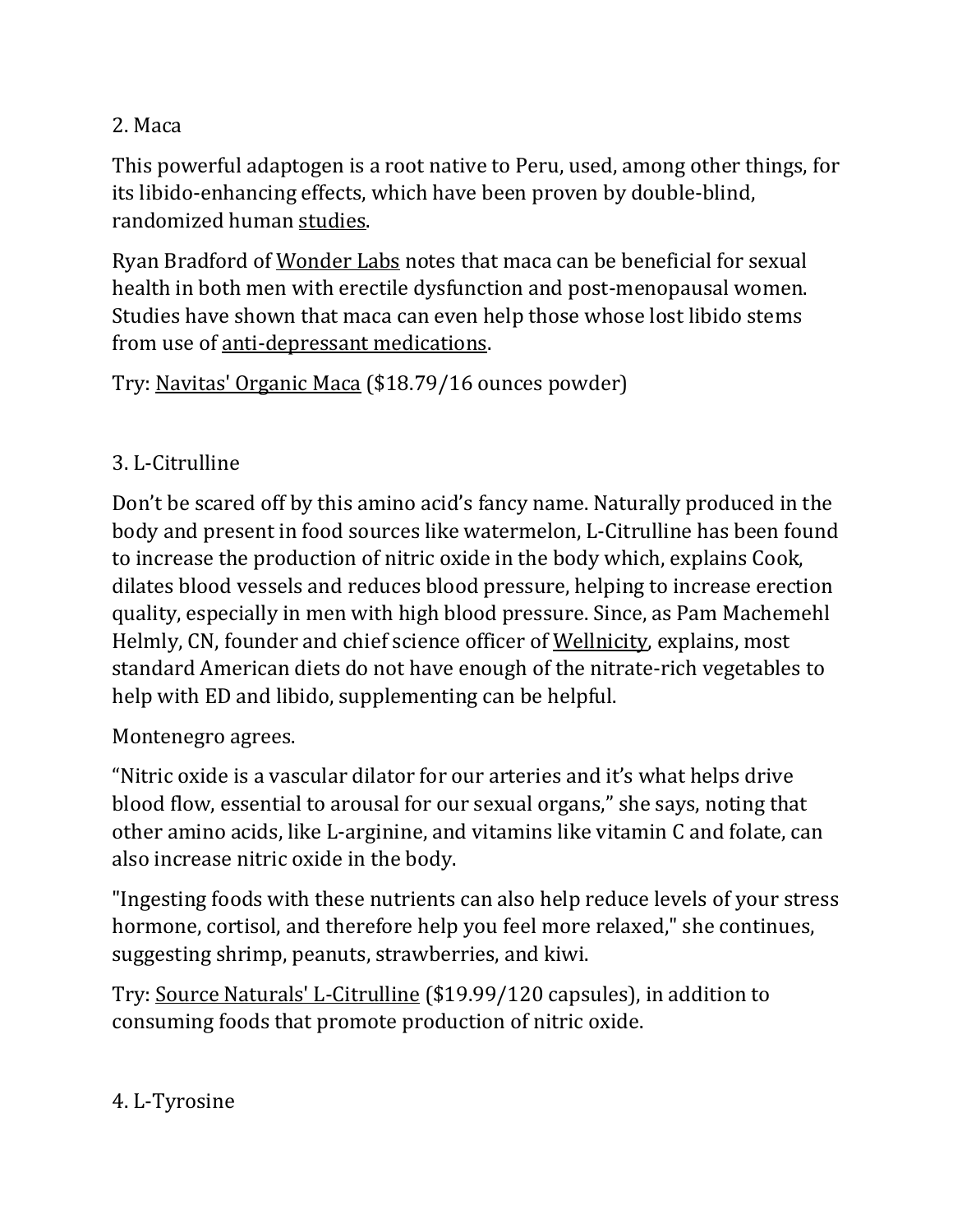## 2. Maca

This powerful adaptogen is a root native to Peru, used, among other things, for its libido-enhancing effects, which have been proven by double-blind, randomized human studies.

Ryan Bradford of Wonder Labs notes that maca can be beneficial for sexual health in both men with erectile dysfunction and post-menopausal women. Studies have shown that maca can even help those whose lost libido stems from use of anti-depressant medications.

Try: Navitas' Organic Maca ($18.79/16 ounces powder)

## 3. L-Citrulline

Don't be scared off by this amino acid's fancy name. Naturally produced in the body and present in food sources like watermelon, L-Citrulline has been found to increase the production of nitric oxide in the body which, explains Cook, dilates blood vessels and reduces blood pressure, helping to increase erection quality, especially in men with high blood pressure. Since, as Pam Machemehl Helmly, CN, founder and chief science officer of Wellnicity, explains, most standard American diets do not have enough of the nitrate-rich vegetables to help with ED and libido, supplementing can be helpful.

Montenegro agrees.

"Nitric oxide is a vascular dilator for our arteries and it's what helps drive blood flow, essential to arousal for our sexual organs," she says, noting that other amino acids, like L-arginine, and vitamins like vitamin C and folate, can also increase nitric oxide in the body.

"Ingesting foods with these nutrients can also help reduce levels of your stress hormone, cortisol, and therefore help you feel more relaxed," she continues, suggesting shrimp, peanuts, strawberries, and kiwi.

Try: Source Naturals' L-Citrulline ($19.99/120 capsules), in addition to consuming foods that promote production of nitric oxide.

## 4. L-Tyrosine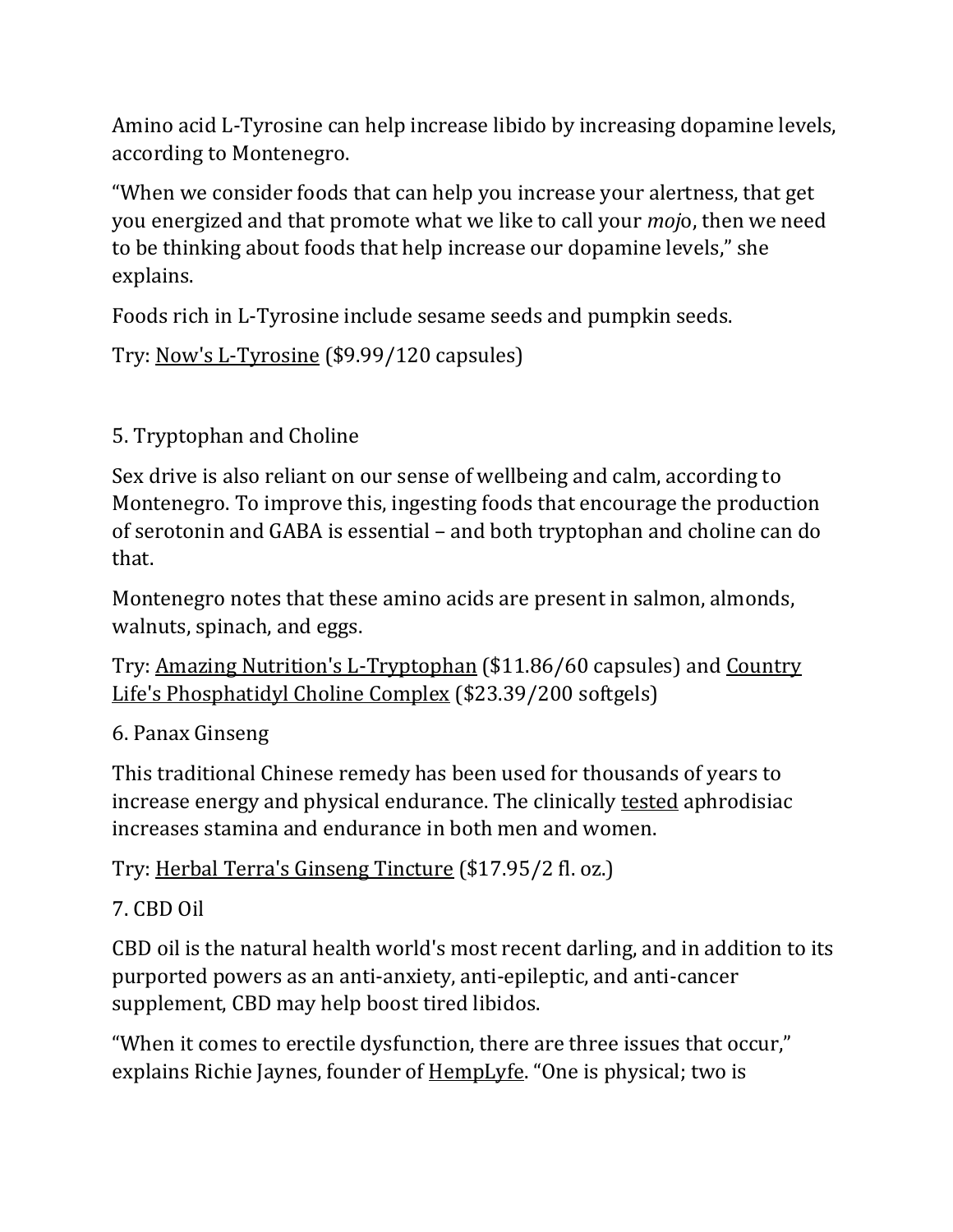Amino acid L-Tyrosine can help increase libido by increasing dopamine levels, according to Montenegro.

"When we consider foods that can help you increase your alertness, that get you energized and that promote what we like to call your *mojo*, then we need to be thinking about foods that help increase our dopamine levels," she explains.

Foods rich in L-Tyrosine include sesame seeds and pumpkin seeds.

Try: Now's L-Tyrosine ($9.99/120 capsules)

5. Tryptophan and Choline

Sex drive is also reliant on our sense of wellbeing and calm, according to Montenegro. To improve this, ingesting foods that encourage the production of serotonin and GABA is essential – and both tryptophan and choline can do that.

Montenegro notes that these amino acids are present in salmon, almonds, walnuts, spinach, and eggs.

Try: Amazing Nutrition's L-Tryptophan ($11.86/60 capsules) and Country Life's Phosphatidyl Choline Complex ($23.39/200 softgels)

6. Panax Ginseng

This traditional Chinese remedy has been used for thousands of years to increase energy and physical endurance. The clinically tested aphrodisiac increases stamina and endurance in both men and women.

Try: Herbal Terra's Ginseng Tincture ($17.95/2 fl. oz.)

7. CBD Oil

CBD oil is the natural health world's most recent darling, and in addition to its purported powers as an anti-anxiety, anti-epileptic, and anti-cancer supplement, CBD may help boost tired libidos.

"When it comes to erectile dysfunction, there are three issues that occur," explains Richie Jaynes, founder of HempLyfe. "One is physical; two is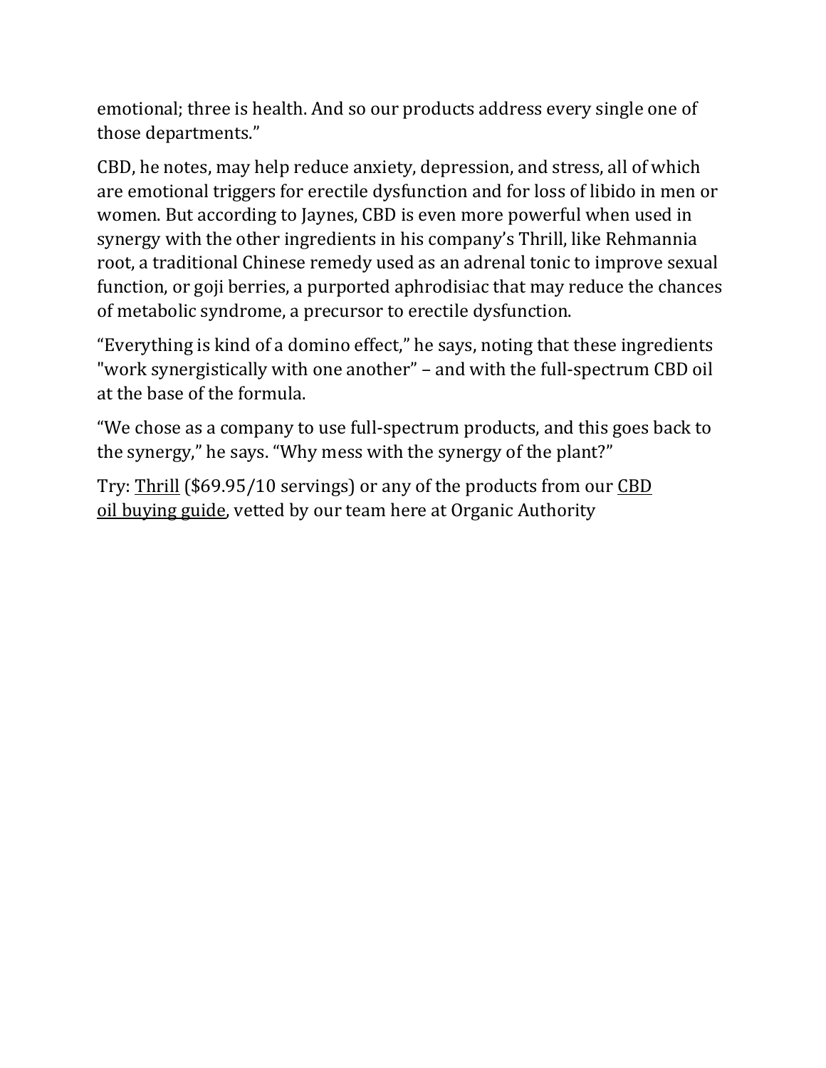emotional; three is health. And so our products address every single one of those departments."

CBD, he notes, may help reduce anxiety, depression, and stress, all of which are emotional triggers for erectile dysfunction and for loss of libido in men or women. But according to Jaynes, CBD is even more powerful when used in synergy with the other ingredients in his company's Thrill, like Rehmannia root, a traditional Chinese remedy used as an adrenal tonic to improve sexual function, or goji berries, a purported aphrodisiac that may reduce the chances of metabolic syndrome, a precursor to erectile dysfunction.

"Everything is kind of a domino effect," he says, noting that these ingredients "work synergistically with one another" – and with the full-spectrum CBD oil at the base of the formula.

"We chose as a company to use full-spectrum products, and this goes back to the synergy," he says. "Why mess with the synergy of the plant?"

Try: Thrill ($69.95/10 servings) or any of the products from our CBD oil buying guide, vetted by our team here at Organic Authority